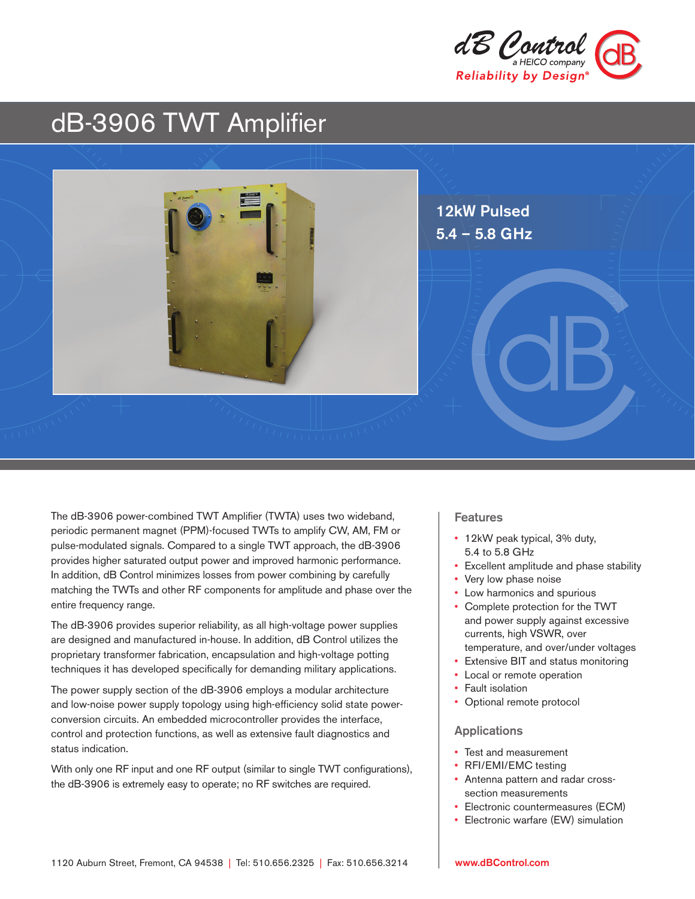dB Control
a HEICO company
Reliability by Design®

# dB-3906 TWT Amplifier

12kW Pulsed
5.4 – 5.8 GHz

The dB-3906 power-combined TWT Amplifier (TWTA) uses two wideband, periodic permanent magnet (PPM)-focused TWTs to amplify CW, AM, FM or pulse-modulated signals. Compared to a single TWT approach, the dB-3906 provides higher saturated output power and improved harmonic performance. In addition, dB Control minimizes losses from power combining by carefully matching the TWTs and other RF components for amplitude and phase over the entire frequency range.

The dB-3906 provides superior reliability, as all high-voltage power supplies are designed and manufactured in-house. In addition, dB Control utilizes the proprietary transformer fabrication, encapsulation and high-voltage potting techniques it has developed specifically for demanding military applications.

The power supply section of the dB-3906 employs a modular architecture and low-noise power supply topology using high-efficiency solid state power-conversion circuits. An embedded microcontroller provides the interface, control and protection functions, as well as extensive fault diagnostics and status indication.

With only one RF input and one RF output (similar to single TWT configurations), the dB-3906 is extremely easy to operate; no RF switches are required.

## Features

- 12kW peak typical, 3% duty, 5.4 to 5.8 GHz
- Excellent amplitude and phase stability
- Very low phase noise
- Low harmonics and spurious
- Complete protection for the TWT and power supply against excessive currents, high VSWR, over temperature, and over/under voltages
- Extensive BIT and status monitoring
- Local or remote operation
- Fault isolation
- Optional remote protocol

## Applications

- Test and measurement
- RFI/EMI/EMC testing
- Antenna pattern and radar cross-section measurements
- Electronic countermeasures (ECM)
- Electronic warfare (EW) simulation

1120 Auburn Street, Fremont, CA 94538 | Tel: 510.656.2325 | Fax: 510.656.3214

www.dBControl.com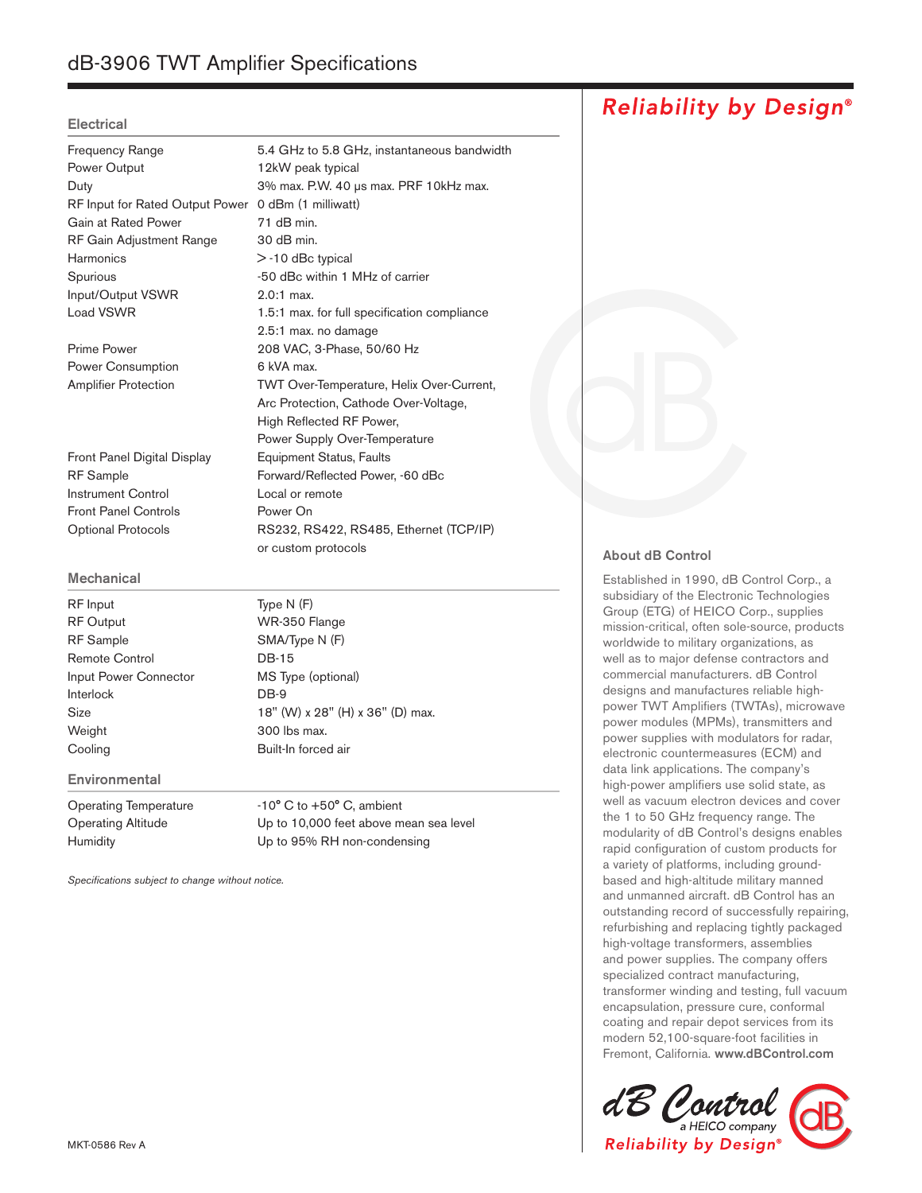# dB-3906 TWT Amplifier Specifications

## Electrical

| | |
|---|---|
| Frequency Range | 5.4 GHz to 5.8 GHz, instantaneous bandwidth |
| Power Output | 12kW peak typical |
| Duty | 3% max. P.W. 40 µs max. PRF 10kHz max. |
| RF Input for Rated Output Power | 0 dBm (1 milliwatt) |
| Gain at Rated Power | 71 dB min. |
| RF Gain Adjustment Range | 30 dB min. |
| Harmonics | > -10 dBc typical |
| Spurious | -50 dBc within 1 MHz of carrier |
| Input/Output VSWR | 2.0:1 max. |
| Load VSWR | 1.5:1 max. for full specification compliance<br>2.5:1 max. no damage |
| Prime Power | 208 VAC, 3-Phase, 50/60 Hz |
| Power Consumption | 6 kVA max. |
| Amplifier Protection | TWT Over-Temperature, Helix Over-Current, Arc Protection, Cathode Over-Voltage, High Reflected RF Power, Power Supply Over-Temperature |
| Front Panel Digital Display | Equipment Status, Faults |
| RF Sample | Forward/Reflected Power, -60 dBc |
| Instrument Control | Local or remote |
| Front Panel Controls | Power On |
| Optional Protocols | RS232, RS422, RS485, Ethernet (TCP/IP) or custom protocols |

## Mechanical

| | |
|---|---|
| RF Input | Type N (F) |
| RF Output | WR-350 Flange |
| RF Sample | SMA/Type N (F) |
| Remote Control | DB-15 |
| Input Power Connector | MS Type (optional) |
| Interlock | DB-9 |
| Size | 18" (W) x 28" (H) x 36" (D) max. |
| Weight | 300 lbs max. |
| Cooling | Built-In forced air |

## Environmental

| | |
|---|---|
| Operating Temperature | -10° C to +50° C, ambient |
| Operating Altitude | Up to 10,000 feet above mean sea level |
| Humidity | Up to 95% RH non-condensing |

*Specifications subject to change without notice.*

MKT-0586 Rev A

*Reliability by Design®*

### About dB Control

Established in 1990, dB Control Corp., a subsidiary of the Electronic Technologies Group (ETG) of HEICO Corp., supplies mission-critical, often sole-source, products worldwide to military organizations, as well as to major defense contractors and commercial manufacturers. dB Control designs and manufactures reliable high-power TWT Amplifiers (TWTAs), microwave power modules (MPMs), transmitters and power supplies with modulators for radar, electronic countermeasures (ECM) and data link applications. The company's high-power amplifiers use solid state, as well as vacuum electron devices and cover the 1 to 50 GHz frequency range. The modularity of dB Control's designs enables rapid configuration of custom products for a variety of platforms, including ground-based and high-altitude military manned and unmanned aircraft. dB Control has an outstanding record of successfully repairing, refurbishing and replacing tightly packaged high-voltage transformers, assemblies and power supplies. The company offers specialized contract manufacturing, transformer winding and testing, full vacuum encapsulation, pressure cure, conformal coating and repair depot services from its modern 52,100-square-foot facilities in Fremont, California. **www.dBControl.com**

dB Control
a HEICO company
*Reliability by Design®*